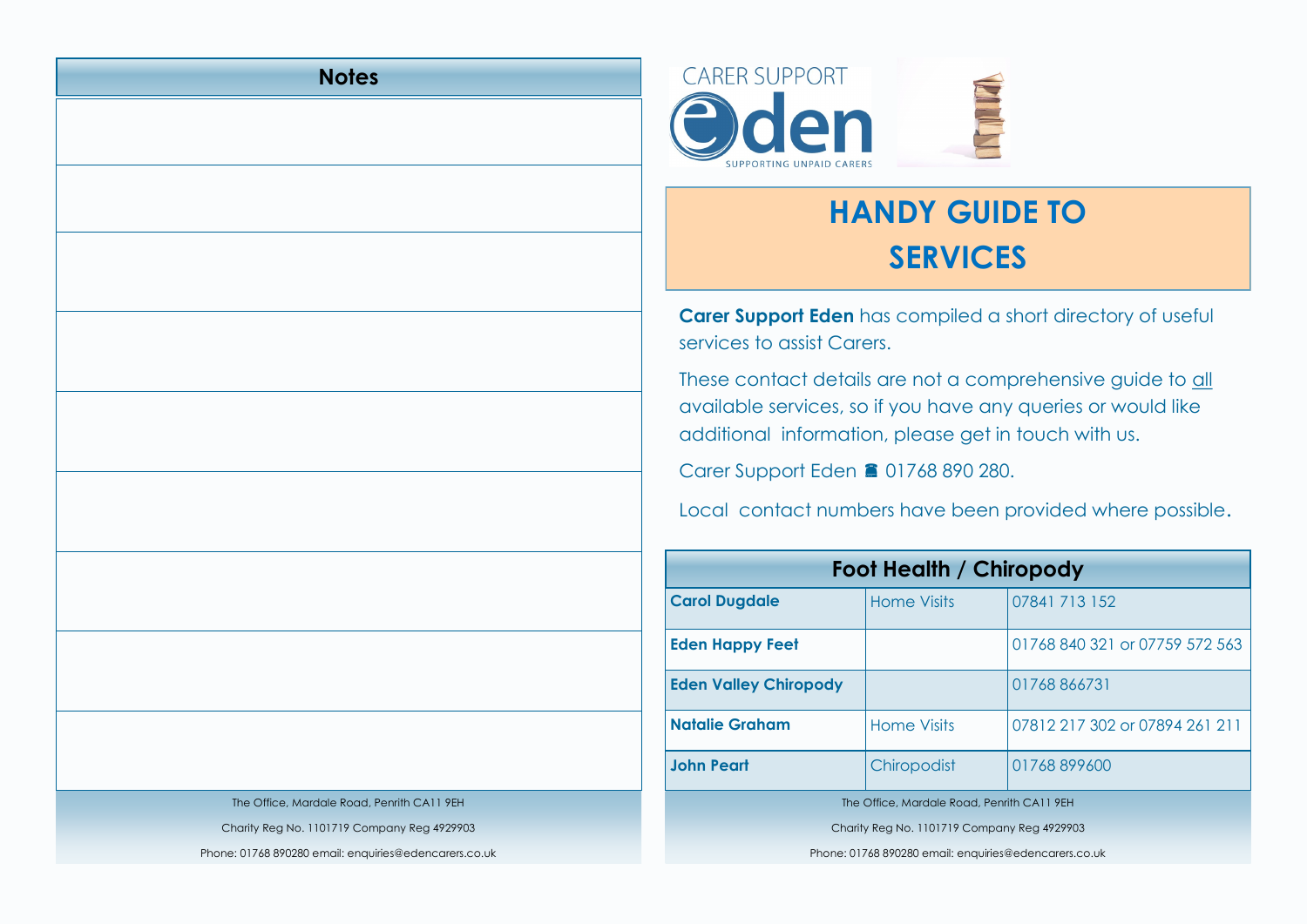## Notes

|  |
|---|
|  |
|  |
|  |
|  |
|  |
|  |
|  |
|  |
|  |

The Office, Mardale Road, Penrith CA11 9EH

Charity Reg No. 1101719 Company Reg 4929903

Phone: 01768 890280 email: enquiries@edencarers.co.uk

CARER SUPPORT eden SUPPORTING UNPAID CARERS

# HANDY GUIDE TO SERVICES

**Carer Support Eden** has compiled a short directory of useful services to assist Carers.

These contact details are not a comprehensive guide to all available services, so if you have any queries or would like additional information, please get in touch with us.

Carer Support Eden ☎ 01768 890 280.

Local contact numbers have been provided where possible.

| Foot Health / Chiropody | | |
|---|---|---|
| **Carol Dugdale** | Home Visits | 07841 713 152 |
| **Eden Happy Feet** | | 01768 840 321 or 07759 572 563 |
| **Eden Valley Chiropody** | | 01768 866731 |
| **Natalie Graham** | Home Visits | 07812 217 302 or 07894 261 211 |
| **John Peart** | Chiropodist | 01768 899600 |

The Office, Mardale Road, Penrith CA11 9EH

Charity Reg No. 1101719 Company Reg 4929903

Phone: 01768 890280 email: enquiries@edencarers.co.uk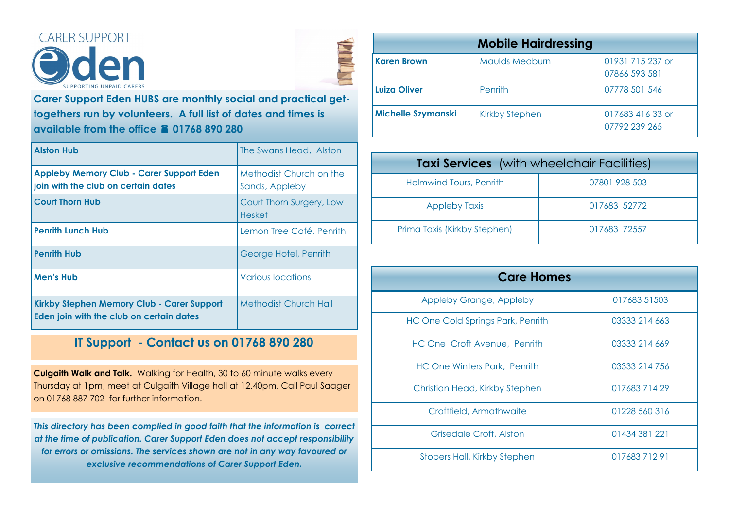# CARER SUPPORT Eden

SUPPORTING UNPAID CARERS

**Carer Support Eden HUBS are monthly social and practical get-togethers run by volunteers. A full list of dates and times is available from the office ☎ 01768 890 280**

| | |
|---|---|
| **Alston Hub** | The Swans Head, Alston |
| **Appleby Memory Club - Carer Support Eden join with the club on certain dates** | Methodist Church on the Sands, Appleby |
| **Court Thorn Hub** | Court Thorn Surgery, Low Hesket |
| **Penrith Lunch Hub** | Lemon Tree Café, Penrith |
| **Penrith Hub** | George Hotel, Penrith |
| **Men's Hub** | Various locations |
| **Kirkby Stephen Memory Club - Carer Support Eden join with the club on certain dates** | Methodist Church Hall |

## IT Support - Contact us on 01768 890 280

**Culgaith Walk and Talk.** Walking for Health, 30 to 60 minute walks every Thursday at 1pm, meet at Culgaith Village hall at 12.40pm. Call Paul Saager on 01768 887 702 for further information.

***This directory has been complied in good faith that the information is correct at the time of publication. Carer Support Eden does not accept responsibility for errors or omissions. The services shown are not in any way favoured or exclusive recommendations of Carer Support Eden.***

| **Mobile Hairdressing** | | |
|---|---|---|
| **Karen Brown** | Maulds Meaburn | 01931 715 237 or 07866 593 581 |
| **Luiza Oliver** | Penrith | 07778 501 546 |
| **Michelle Szymanski** | Kirkby Stephen | 017683 416 33 or 07792 239 265 |

| **Taxi Services** (with wheelchair Facilities) | |
|---|---|
| Helmwind Tours, Penrith | 07801 928 503 |
| Appleby Taxis | 017683 52772 |
| Prima Taxis (Kirkby Stephen) | 017683 72557 |

| **Care Homes** | |
|---|---|
| Appleby Grange, Appleby | 017683 51503 |
| HC One Cold Springs Park, Penrith | 03333 214 663 |
| HC One Croft Avenue, Penrith | 03333 214 669 |
| HC One Winters Park, Penrith | 03333 214 756 |
| Christian Head, Kirkby Stephen | 017683 714 29 |
| Croftfield, Armathwaite | 01228 560 316 |
| Grisedale Croft, Alston | 01434 381 221 |
| Stobers Hall, Kirkby Stephen | 017683 712 91 |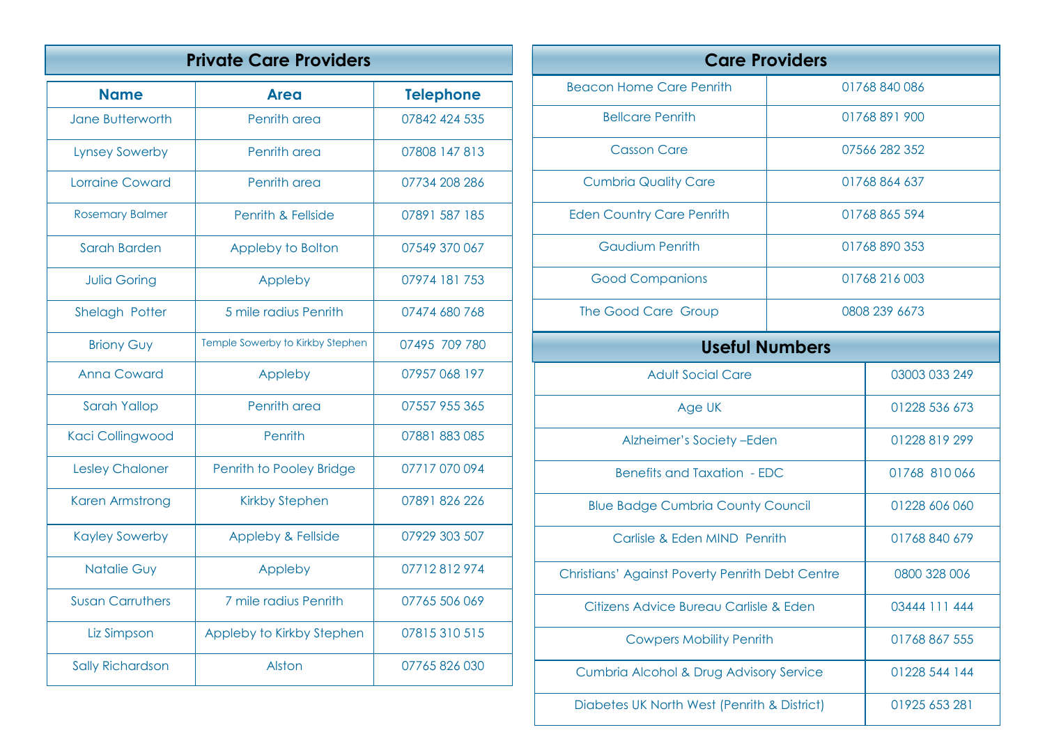## Private Care Providers

| Name | Area | Telephone |
|---|---|---|
| Jane Butterworth | Penrith area | 07842 424 535 |
| Lynsey Sowerby | Penrith area | 07808 147 813 |
| Lorraine Coward | Penrith area | 07734 208 286 |
| Rosemary Balmer | Penrith & Fellside | 07891 587 185 |
| Sarah Barden | Appleby to Bolton | 07549 370 067 |
| Julia Goring | Appleby | 07974 181 753 |
| Shelagh Potter | 5 mile radius Penrith | 07474 680 768 |
| Briony Guy | Temple Sowerby to Kirkby Stephen | 07495 709 780 |
| Anna Coward | Appleby | 07957 068 197 |
| Sarah Yallop | Penrith area | 07557 955 365 |
| Kaci Collingwood | Penrith | 07881 883 085 |
| Lesley Chaloner | Penrith to Pooley Bridge | 07717 070 094 |
| Karen Armstrong | Kirkby Stephen | 07891 826 226 |
| Kayley Sowerby | Appleby & Fellside | 07929 303 507 |
| Natalie Guy | Appleby | 07712 812 974 |
| Susan Carruthers | 7 mile radius Penrith | 07765 506 069 |
| Liz Simpson | Appleby to Kirkby Stephen | 07815 310 515 |
| Sally Richardson | Alston | 07765 826 030 |

## Care Providers

| Name | Telephone |
|---|---|
| Beacon Home Care Penrith | 01768 840 086 |
| Bellcare Penrith | 01768 891 900 |
| Casson Care | 07566 282 352 |
| Cumbria Quality Care | 01768 864 637 |
| Eden Country Care Penrith | 01768 865 594 |
| Gaudium Penrith | 01768 890 353 |
| Good Companions | 01768 216 003 |
| The Good Care Group | 0808 239 6673 |

## Useful Numbers

| Name | Telephone |
|---|---|
| Adult Social Care | 03003 033 249 |
| Age UK | 01228 536 673 |
| Alzheimer's Society –Eden | 01228 819 299 |
| Benefits and Taxation - EDC | 01768 810 066 |
| Blue Badge Cumbria County Council | 01228 606 060 |
| Carlisle & Eden MIND Penrith | 01768 840 679 |
| Christians' Against Poverty Penrith Debt Centre | 0800 328 006 |
| Citizens Advice Bureau Carlisle & Eden | 03444 111 444 |
| Cowpers Mobility Penrith | 01768 867 555 |
| Cumbria Alcohol & Drug Advisory Service | 01228 544 144 |
| Diabetes UK North West (Penrith & District) | 01925 653 281 |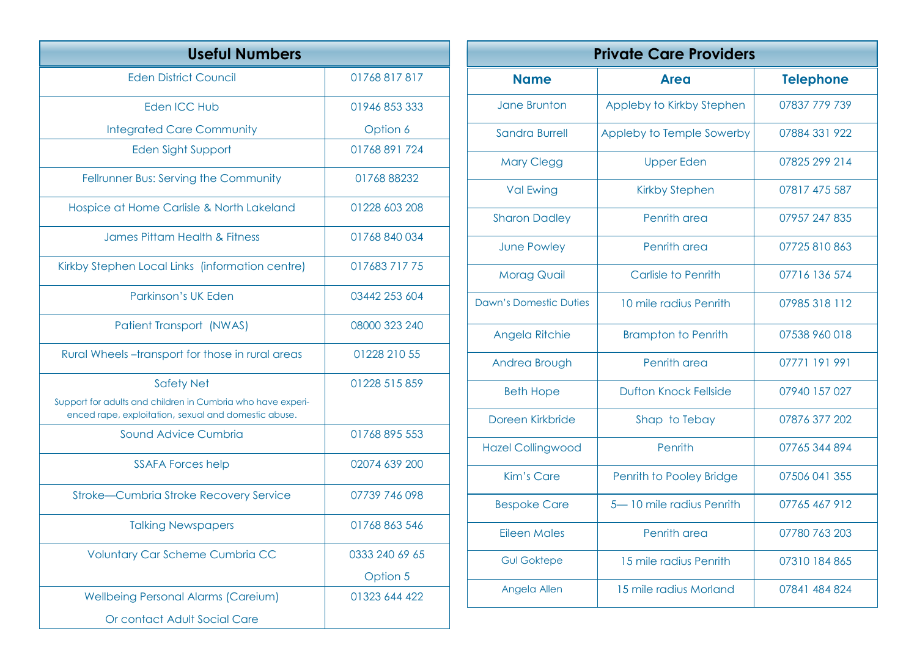## Useful Numbers

| | |
|---|---|
| Eden District Council | 01768 817 817 |
| Eden ICC Hub<br>Integrated Care Community | 01946 853 333<br>Option 6 |
| Eden Sight Support | 01768 891 724 |
| Fellrunner Bus: Serving the Community | 01768 88232 |
| Hospice at Home Carlisle & North Lakeland | 01228 603 208 |
| James Pittam Health & Fitness | 01768 840 034 |
| Kirkby Stephen Local Links (information centre) | 017683 717 75 |
| Parkinson's UK Eden | 03442 253 604 |
| Patient Transport (NWAS) | 08000 323 240 |
| Rural Wheels –transport for those in rural areas | 01228 210 55 |
| Safety Net<br>Support for adults and children in Cumbria who have experienced rape, exploitation, sexual and domestic abuse. | 01228 515 859 |
| Sound Advice Cumbria | 01768 895 553 |
| SSAFA Forces help | 02074 639 200 |
| Stroke—Cumbria Stroke Recovery Service | 07739 746 098 |
| Talking Newspapers | 01768 863 546 |
| Voluntary Car Scheme Cumbria CC | 0333 240 69 65<br>Option 5 |
| Wellbeing Personal Alarms (Careium)<br>Or contact Adult Social Care | 01323 644 422 |

## Private Care Providers

| Name | Area | Telephone |
|---|---|---|
| Jane Brunton | Appleby to Kirkby Stephen | 07837 779 739 |
| Sandra Burrell | Appleby to Temple Sowerby | 07884 331 922 |
| Mary Clegg | Upper Eden | 07825 299 214 |
| Val Ewing | Kirkby Stephen | 07817 475 587 |
| Sharon Dadley | Penrith area | 07957 247 835 |
| June Powley | Penrith area | 07725 810 863 |
| Morag Quail | Carlisle to Penrith | 07716 136 574 |
| Dawn's Domestic Duties | 10 mile radius Penrith | 07985 318 112 |
| Angela Ritchie | Brampton to Penrith | 07538 960 018 |
| Andrea Brough | Penrith area | 07771 191 991 |
| Beth Hope | Dufton Knock Fellside | 07940 157 027 |
| Doreen Kirkbride | Shap to Tebay | 07876 377 202 |
| Hazel Collingwood | Penrith | 07765 344 894 |
| Kim's Care | Penrith to Pooley Bridge | 07506 041 355 |
| Bespoke Care | 5— 10 mile radius Penrith | 07765 467 912 |
| Eileen Males | Penrith area | 07780 763 203 |
| Gul Goktepe | 15 mile radius Penrith | 07310 184 865 |
| Angela Allen | 15 mile radius Morland | 07841 484 824 |